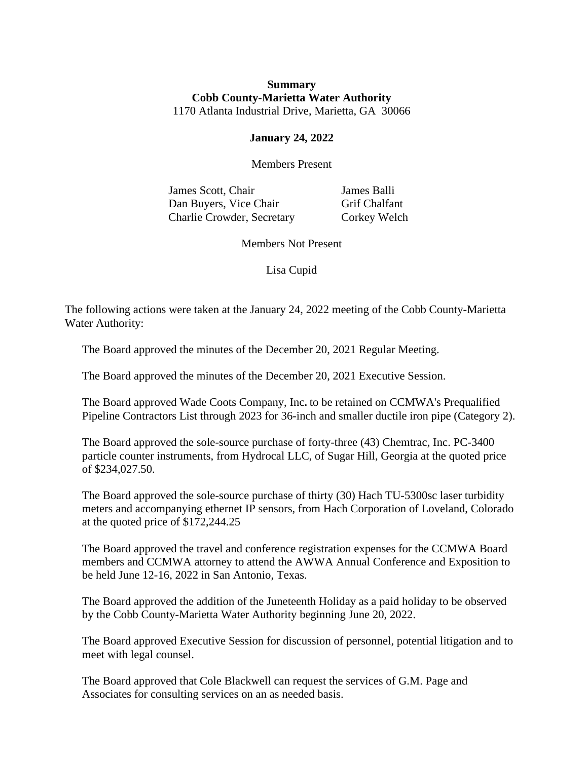**Summary**
**Cobb County-Marietta Water Authority**
1170 Atlanta Industrial Drive, Marietta, GA 30066

**January 24, 2022**

Members Present

| | |
|---|---|
| James Scott, Chair | James Balli |
| Dan Buyers, Vice Chair | Grif Chalfant |
| Charlie Crowder, Secretary | Corkey Welch |

Members Not Present

Lisa Cupid

The following actions were taken at the January 24, 2022 meeting of the Cobb County-Marietta Water Authority:

The Board approved the minutes of the December 20, 2021 Regular Meeting.

The Board approved the minutes of the December 20, 2021 Executive Session.

The Board approved Wade Coots Company, Inc. to be retained on CCMWA's Prequalified Pipeline Contractors List through 2023 for 36-inch and smaller ductile iron pipe (Category 2).

The Board approved the sole-source purchase of forty-three (43) Chemtrac, Inc. PC-3400 particle counter instruments, from Hydrocal LLC, of Sugar Hill, Georgia at the quoted price of $234,027.50.

The Board approved the sole-source purchase of thirty (30) Hach TU-5300sc laser turbidity meters and accompanying ethernet IP sensors, from Hach Corporation of Loveland, Colorado at the quoted price of $172,244.25

The Board approved the travel and conference registration expenses for the CCMWA Board members and CCMWA attorney to attend the AWWA Annual Conference and Exposition to be held June 12-16, 2022 in San Antonio, Texas.

The Board approved the addition of the Juneteenth Holiday as a paid holiday to be observed by the Cobb County-Marietta Water Authority beginning June 20, 2022.

The Board approved Executive Session for discussion of personnel, potential litigation and to meet with legal counsel.

The Board approved that Cole Blackwell can request the services of G.M. Page and Associates for consulting services on an as needed basis.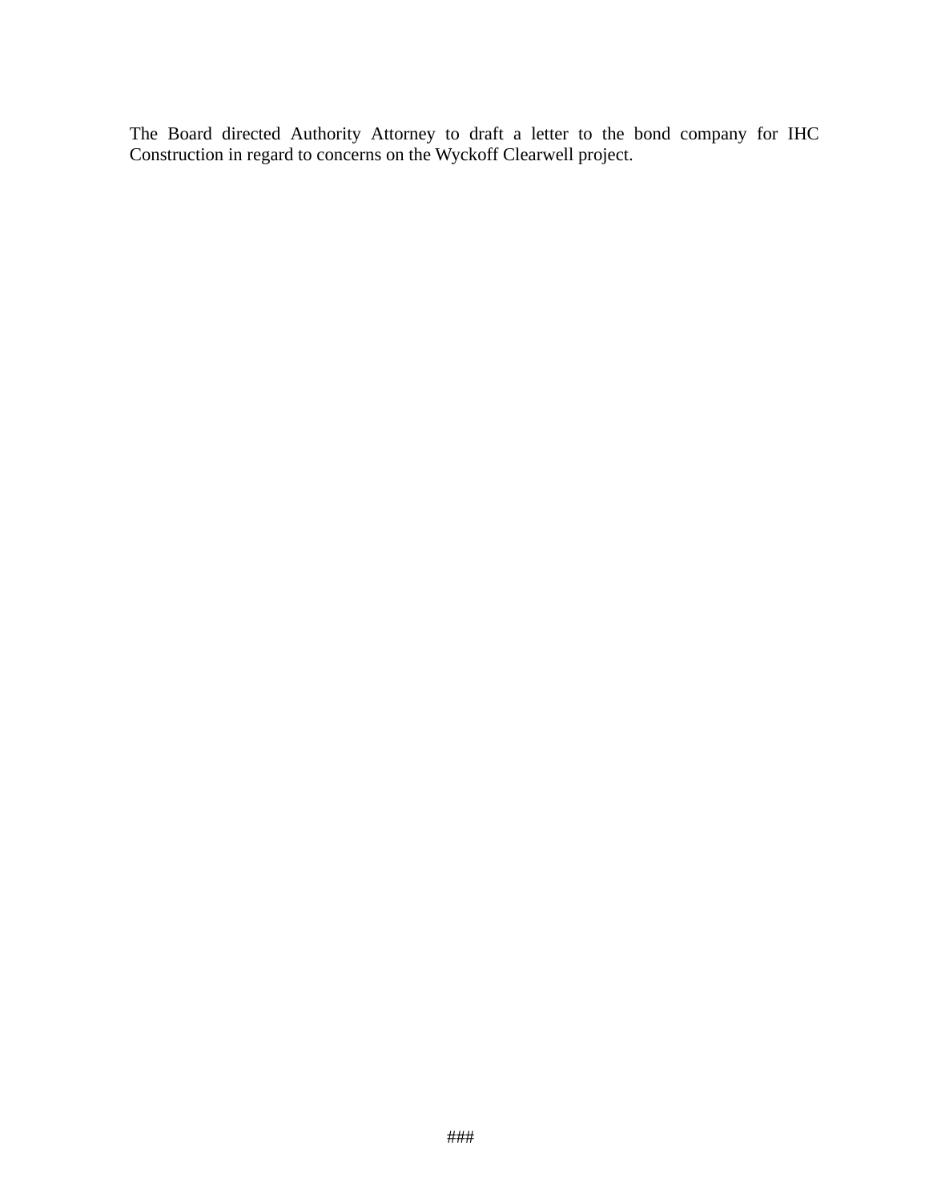The Board directed Authority Attorney to draft a letter to the bond company for IHC Construction in regard to concerns on the Wyckoff Clearwell project.

###